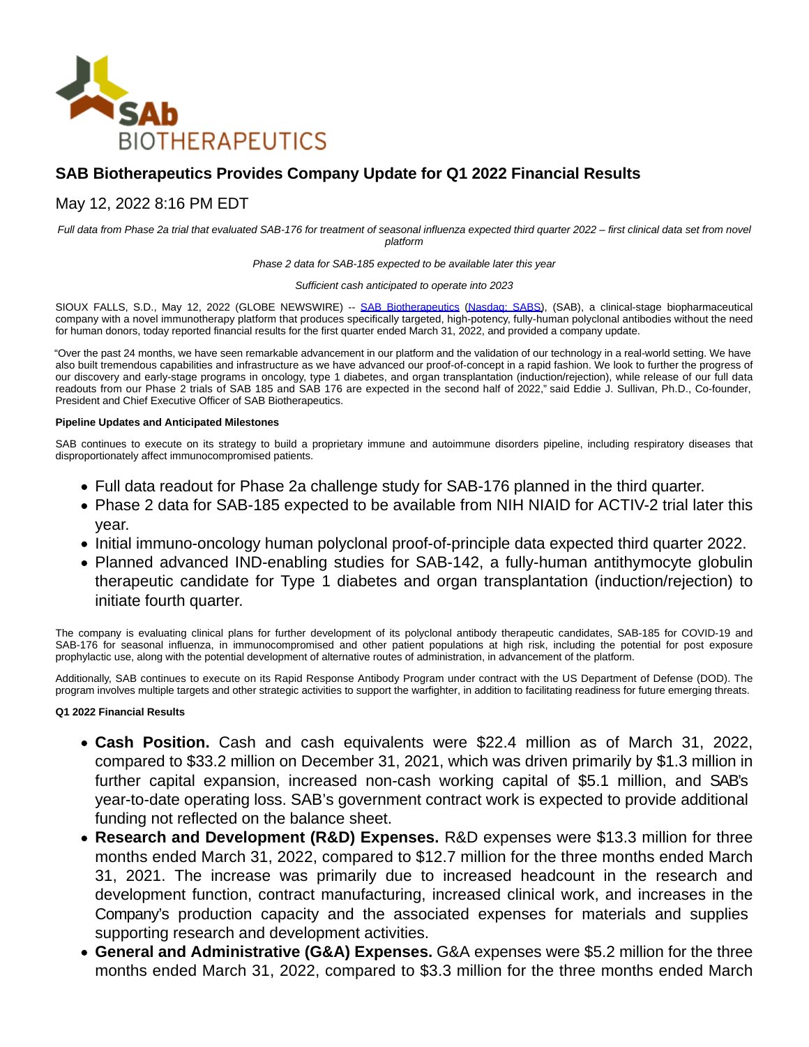# SAB Biotherapeutics Provides Company Update for Q1 2022 Financial Results

May 12, 2022 8:16 PM EDT

*Full data from Phase 2a trial that evaluated SAB-176 for treatment of seasonal influenza expected third quarter 2022 – first clinical data set from novel platform*

*Phase 2 data for SAB-185 expected to be available later this year*

*Sufficient cash anticipated to operate into 2023*

SIOUX FALLS, S.D., May 12, 2022 (GLOBE NEWSWIRE) -- SAB Biotherapeutics (Nasdaq: SABS), (SAB), a clinical-stage biopharmaceutical company with a novel immunotherapy platform that produces specifically targeted, high-potency, fully-human polyclonal antibodies without the need for human donors, today reported financial results for the first quarter ended March 31, 2022, and provided a company update.

"Over the past 24 months, we have seen remarkable advancement in our platform and the validation of our technology in a real-world setting. We have also built tremendous capabilities and infrastructure as we have advanced our proof-of-concept in a rapid fashion. We look to further the progress of our discovery and early-stage programs in oncology, type 1 diabetes, and organ transplantation (induction/rejection), while release of our full data readouts from our Phase 2 trials of SAB 185 and SAB 176 are expected in the second half of 2022," said Eddie J. Sullivan, Ph.D., Co-founder, President and Chief Executive Officer of SAB Biotherapeutics.

**Pipeline Updates and Anticipated Milestones**

SAB continues to execute on its strategy to build a proprietary immune and autoimmune disorders pipeline, including respiratory diseases that disproportionately affect immunocompromised patients.

- Full data readout for Phase 2a challenge study for SAB-176 planned in the third quarter.
- Phase 2 data for SAB-185 expected to be available from NIH NIAID for ACTIV-2 trial later this year.
- Initial immuno-oncology human polyclonal proof-of-principle data expected third quarter 2022.
- Planned advanced IND-enabling studies for SAB-142, a fully-human antithymocyte globulin therapeutic candidate for Type 1 diabetes and organ transplantation (induction/rejection) to initiate fourth quarter.

The company is evaluating clinical plans for further development of its polyclonal antibody therapeutic candidates, SAB-185 for COVID-19 and SAB-176 for seasonal influenza, in immunocompromised and other patient populations at high risk, including the potential for post exposure prophylactic use, along with the potential development of alternative routes of administration, in advancement of the platform.

Additionally, SAB continues to execute on its Rapid Response Antibody Program under contract with the US Department of Defense (DOD). The program involves multiple targets and other strategic activities to support the warfighter, in addition to facilitating readiness for future emerging threats.

**Q1 2022 Financial Results**

- **Cash Position.** Cash and cash equivalents were $22.4 million as of March 31, 2022, compared to $33.2 million on December 31, 2021, which was driven primarily by $1.3 million in further capital expansion, increased non-cash working capital of $5.1 million, and SAB's year-to-date operating loss. SAB's government contract work is expected to provide additional funding not reflected on the balance sheet.
- **Research and Development (R&D) Expenses.** R&D expenses were $13.3 million for three months ended March 31, 2022, compared to $12.7 million for the three months ended March 31, 2021. The increase was primarily due to increased headcount in the research and development function, contract manufacturing, increased clinical work, and increases in the Company's production capacity and the associated expenses for materials and supplies supporting research and development activities.
- **General and Administrative (G&A) Expenses.** G&A expenses were $5.2 million for the three months ended March 31, 2022, compared to $3.3 million for the three months ended March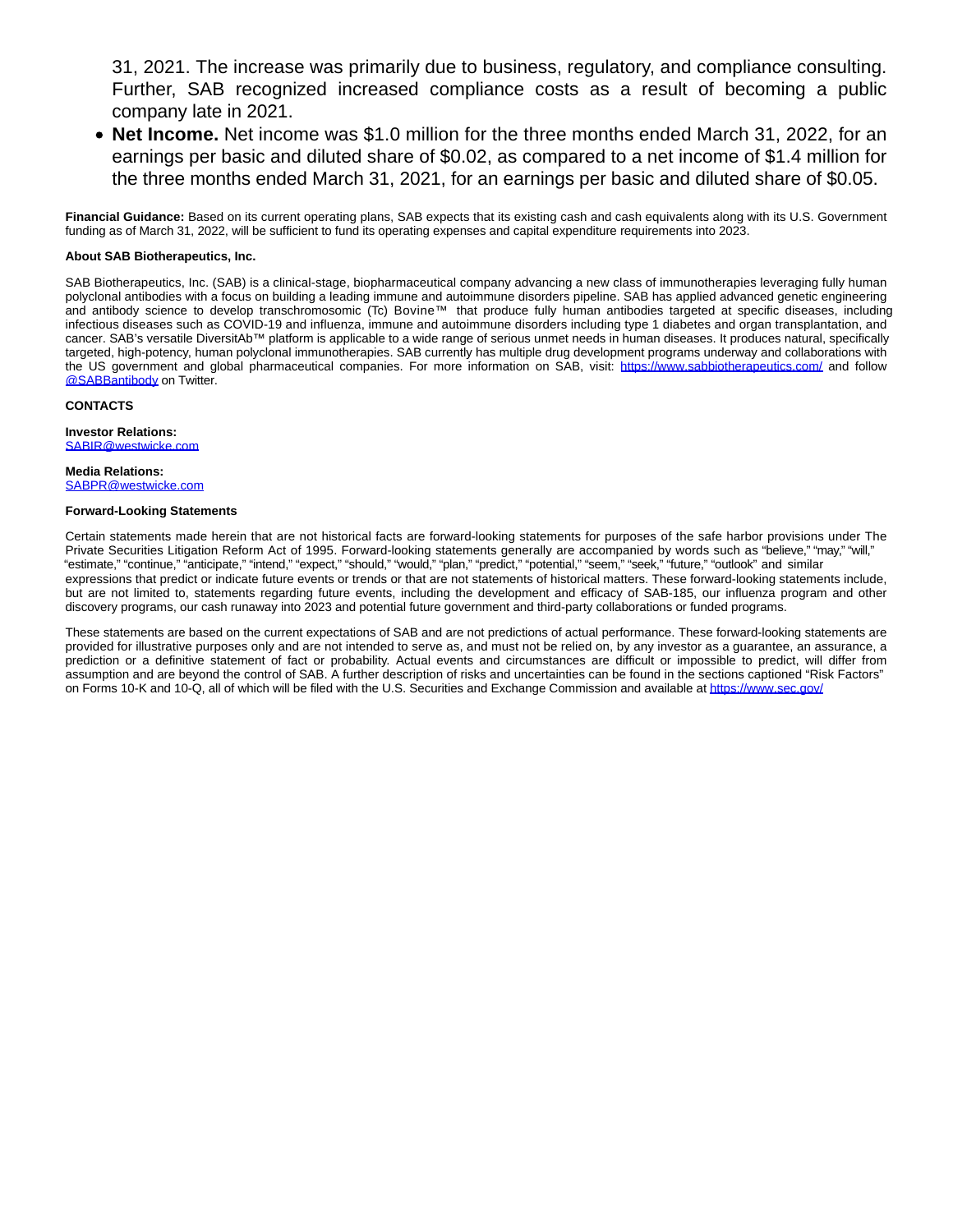31, 2021. The increase was primarily due to business, regulatory, and compliance consulting. Further, SAB recognized increased compliance costs as a result of becoming a public company late in 2021.

- **Net Income.** Net income was $1.0 million for the three months ended March 31, 2022, for an earnings per basic and diluted share of $0.02, as compared to a net income of $1.4 million for the three months ended March 31, 2021, for an earnings per basic and diluted share of $0.05.

**Financial Guidance:** Based on its current operating plans, SAB expects that its existing cash and cash equivalents along with its U.S. Government funding as of March 31, 2022, will be sufficient to fund its operating expenses and capital expenditure requirements into 2023.

**About SAB Biotherapeutics, Inc.**

SAB Biotherapeutics, Inc. (SAB) is a clinical-stage, biopharmaceutical company advancing a new class of immunotherapies leveraging fully human polyclonal antibodies with a focus on building a leading immune and autoimmune disorders pipeline. SAB has applied advanced genetic engineering and antibody science to develop transchromosomic (Tc) Bovine™ that produce fully human antibodies targeted at specific diseases, including infectious diseases such as COVID-19 and influenza, immune and autoimmune disorders including type 1 diabetes and organ transplantation, and cancer. SAB's versatile DiversitAb™ platform is applicable to a wide range of serious unmet needs in human diseases. It produces natural, specifically targeted, high-potency, human polyclonal immunotherapies. SAB currently has multiple drug development programs underway and collaborations with the US government and global pharmaceutical companies. For more information on SAB, visit: https://www.sabbiotherapeutics.com/ and follow @SABBantibody on Twitter.

**CONTACTS**

**Investor Relations:**
SABIR@westwicke.com

**Media Relations:**
SABPR@westwicke.com

**Forward-Looking Statements**

Certain statements made herein that are not historical facts are forward-looking statements for purposes of the safe harbor provisions under The Private Securities Litigation Reform Act of 1995. Forward-looking statements generally are accompanied by words such as "believe," "may," "will," "estimate," "continue," "anticipate," "intend," "expect," "should," "would," "plan," "predict," "potential," "seem," "seek," "future," "outlook" and similar expressions that predict or indicate future events or trends or that are not statements of historical matters. These forward-looking statements include, but are not limited to, statements regarding future events, including the development and efficacy of SAB-185, our influenza program and other discovery programs, our cash runaway into 2023 and potential future government and third-party collaborations or funded programs.

These statements are based on the current expectations of SAB and are not predictions of actual performance. These forward-looking statements are provided for illustrative purposes only and are not intended to serve as, and must not be relied on, by any investor as a guarantee, an assurance, a prediction or a definitive statement of fact or probability. Actual events and circumstances are difficult or impossible to predict, will differ from assumption and are beyond the control of SAB. A further description of risks and uncertainties can be found in the sections captioned "Risk Factors" on Forms 10-K and 10-Q, all of which will be filed with the U.S. Securities and Exchange Commission and available at https://www.sec.gov/